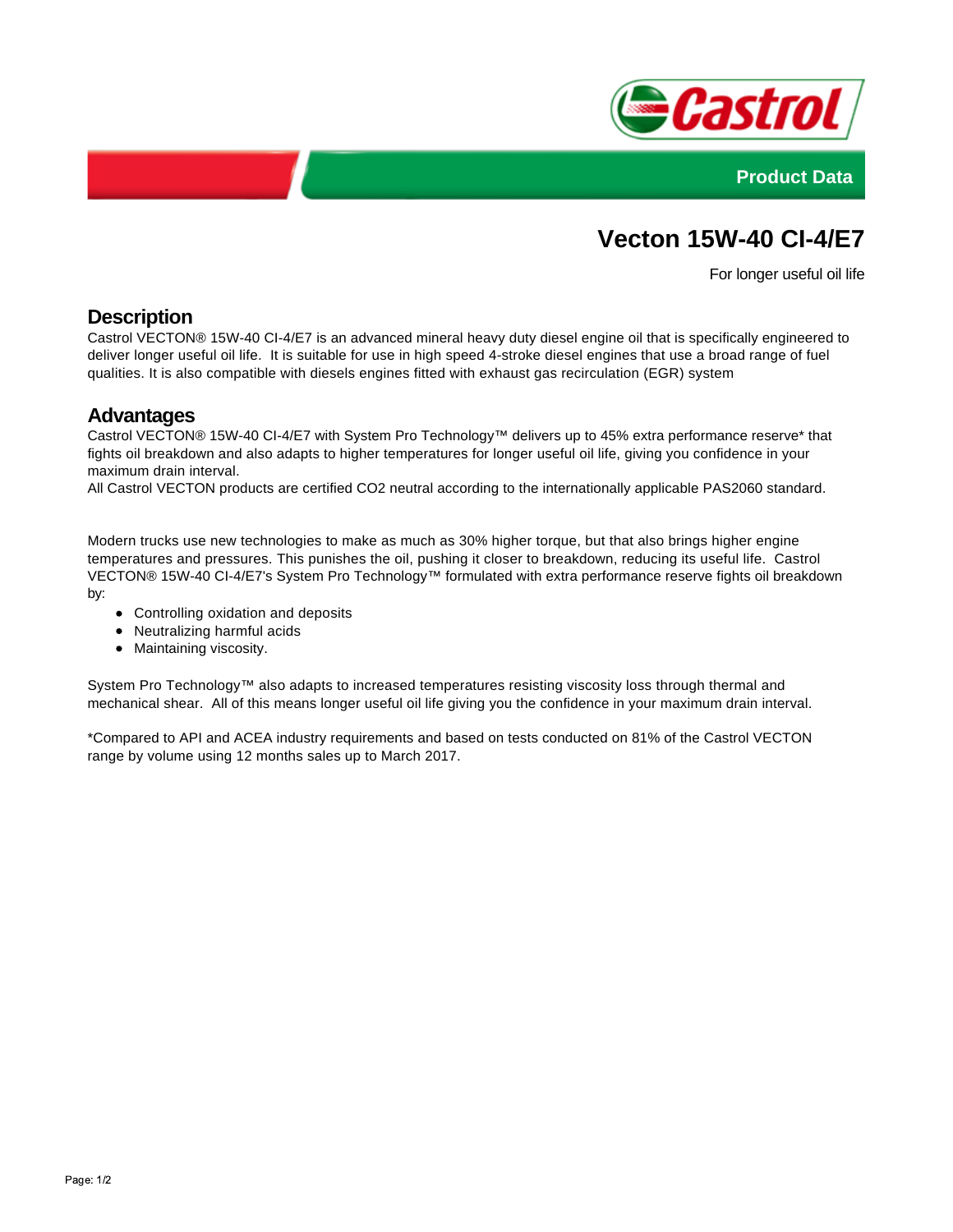Product Data

# Vecton 15W-40 CI-4/E7

For longer useful oil life

## Description

Castrol VECTON® 15W-40 CI-4/E7 is an advanced mineral heavy duty diesel engine oil that is specifically engineered to deliver longer useful oil life. It is suitable for use in high speed 4-stroke diesel engines that use a broad range of fuel qualities. It is also compatible with diesels engines fitted with exhaust gas recirculation (EGR) system

## Advantages

Castrol VECTON® 15W-40 CI-4/E7 with System Pro Technology™ delivers up to 45% extra performance reserve* that fights oil breakdown and also adapts to higher temperatures for longer useful oil life, giving you confidence in your maximum drain interval.
All Castrol VECTON products are certified $CO_2$ neutral according to the internationally applicable PAS2060 standard.

Modern trucks use new technologies to make as much as 30% higher torque, but that also brings higher engine temperatures and pressures. This punishes the oil, pushing it closer to breakdown, reducing its useful life. Castrol VECTON® 15W-40 CI-4/E7's System Pro Technology™ formulated with extra performance reserve fights oil breakdown by:

- Controlling oxidation and deposits
- Neutralizing harmful acids
- Maintaining viscosity.

System Pro Technology™ also adapts to increased temperatures resisting viscosity loss through thermal and mechanical shear. All of this means longer useful oil life giving you the confidence in your maximum drain interval.

*Compared to API and ACEA industry requirements and based on tests conducted on 81% of the Castrol VECTON range by volume using 12 months sales up to March 2017.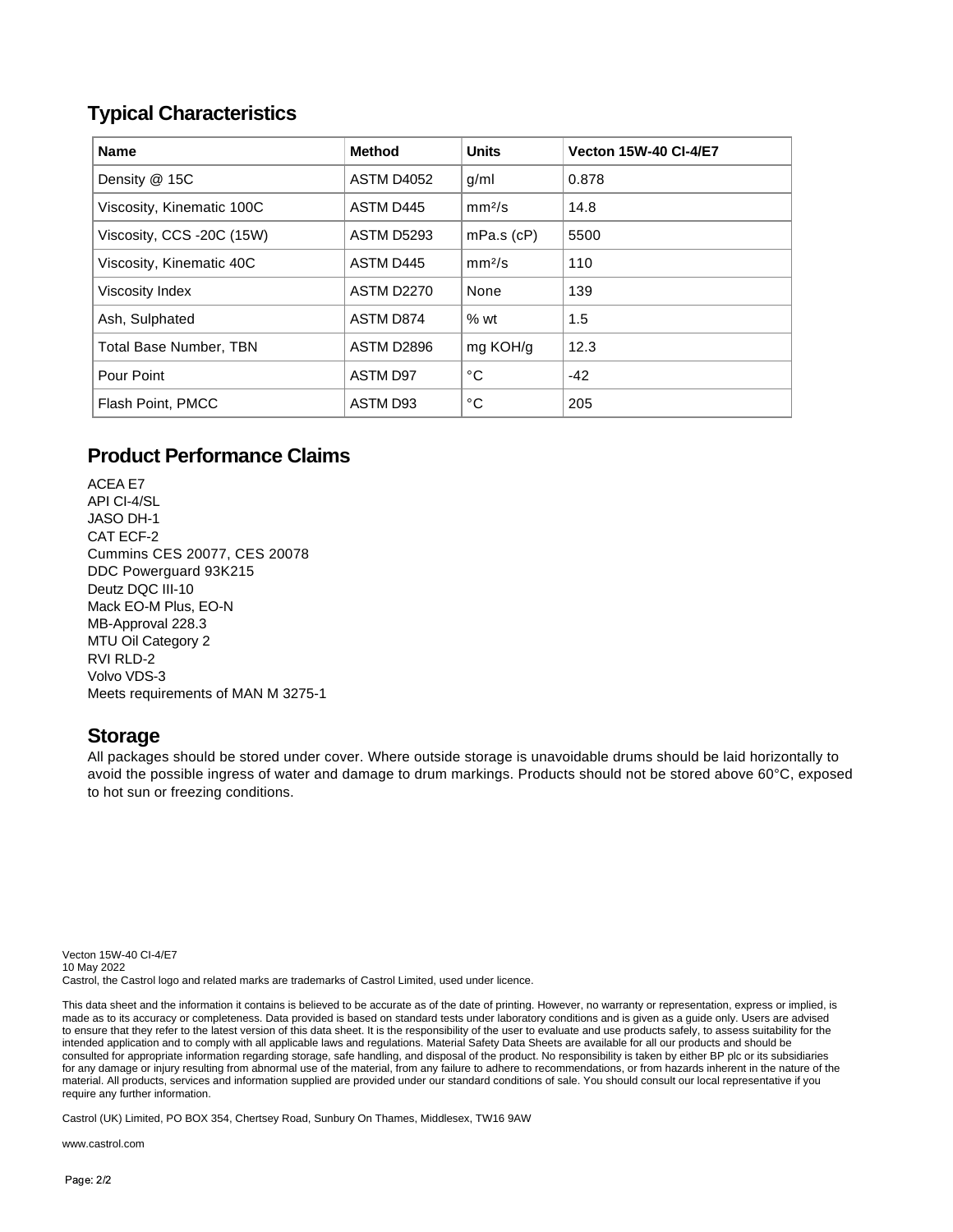## Typical Characteristics

| Name | Method | Units | Vecton 15W-40 CI-4/E7 |
|---|---|---|---|
| Density @ 15C | ASTM D4052 | g/ml | 0.878 |
| Viscosity, Kinematic 100C | ASTM D445 | mm²/s | 14.8 |
| Viscosity, CCS -20C (15W) | ASTM D5293 | mPa.s (cP) | 5500 |
| Viscosity, Kinematic 40C | ASTM D445 | mm²/s | 110 |
| Viscosity Index | ASTM D2270 | None | 139 |
| Ash, Sulphated | ASTM D874 | % wt | 1.5 |
| Total Base Number, TBN | ASTM D2896 | mg KOH/g | 12.3 |
| Pour Point | ASTM D97 | °C | -42 |
| Flash Point, PMCC | ASTM D93 | °C | 205 |

## Product Performance Claims

ACEA E7
API CI-4/SL
JASO DH-1
CAT ECF-2
Cummins CES 20077, CES 20078
DDC Powerguard 93K215
Deutz DQC III-10
Mack EO-M Plus, EO-N
MB-Approval 228.3
MTU Oil Category 2
RVI RLD-2
Volvo VDS-3
Meets requirements of MAN M 3275-1

## Storage

All packages should be stored under cover. Where outside storage is unavoidable drums should be laid horizontally to avoid the possible ingress of water and damage to drum markings. Products should not be stored above 60°C, exposed to hot sun or freezing conditions.

Vecton 15W-40 CI-4/E7
10 May 2022
Castrol, the Castrol logo and related marks are trademarks of Castrol Limited, used under licence.

This data sheet and the information it contains is believed to be accurate as of the date of printing. However, no warranty or representation, express or implied, is made as to its accuracy or completeness. Data provided is based on standard tests under laboratory conditions and is given as a guide only. Users are advised to ensure that they refer to the latest version of this data sheet. It is the responsibility of the user to evaluate and use products safely, to assess suitability for the intended application and to comply with all applicable laws and regulations. Material Safety Data Sheets are available for all our products and should be consulted for appropriate information regarding storage, safe handling, and disposal of the product. No responsibility is taken by either BP plc or its subsidiaries for any damage or injury resulting from abnormal use of the material, from any failure to adhere to recommendations, or from hazards inherent in the nature of the material. All products, services and information supplied are provided under our standard conditions of sale. You should consult our local representative if you require any further information.

Castrol (UK) Limited, PO BOX 354, Chertsey Road, Sunbury On Thames, Middlesex, TW16 9AW

www.castrol.com